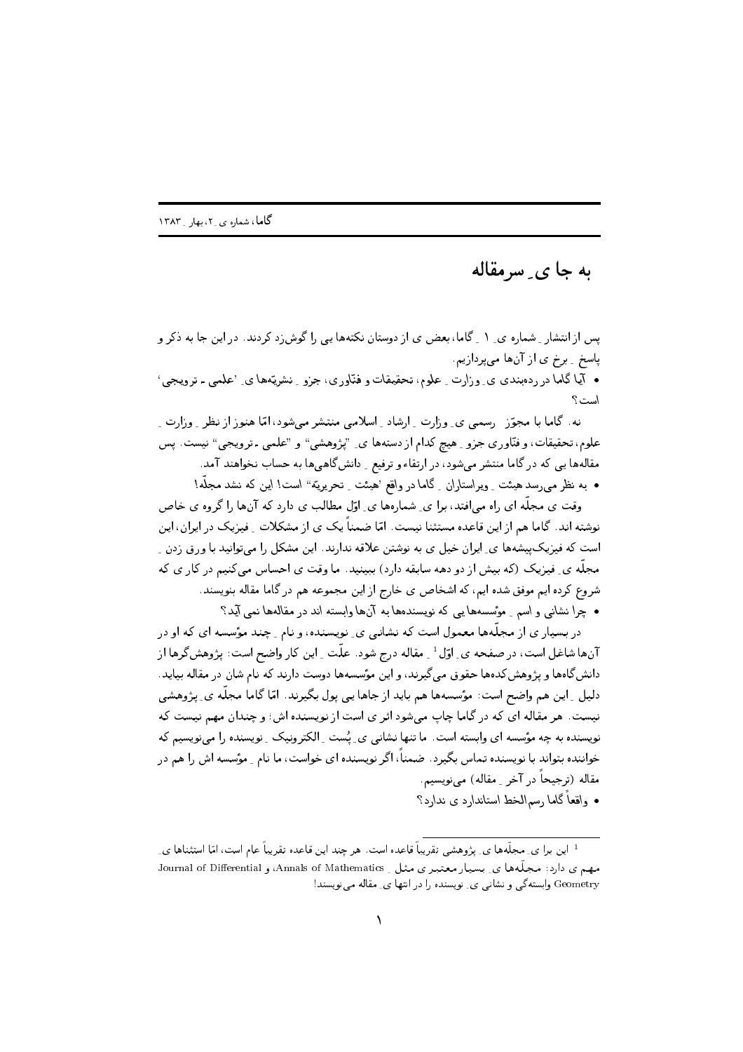# به جا ی ِ سرمقاله

پس از انتشار ِ شماره ی ِ ۱ ِ گاما، بعض ی از دوستان نکته‌ها یی را گوش‌زد کردند. در این جا به ذکر و پاسخ ِ برخ ی از آن‌ها می‌پردازیم.

- آیا گاما در رده‌بندی ی ِ وزارت ِ علوم، تحقیقات و فنّاوری، جزو ِ نشریّه‌ها ی ِ 'علمی ـ ترویجی' است؟

نه. گاما با مجوّز ِ رسمی ی ِ وزارت ِ ارشاد ِ اسلامی منتشر می‌شود، امّا هنوز از نظر ِ وزارت ِ علوم، تحقیقات، و فنّاوری جزو ِ هیچ کدام از دسته‌ها ی ِ "پژوهشی" و "علمی ـ ترویجی" نیست. پس مقاله‌ها یی که در گاما منتشر می‌شود، در ارتقاء و ترفیع ِ دانش‌گاهی‌ها به حساب نخواهند آمد.

- به نظر می‌رسد هیئت ِ ویراستاران ِ گاما در واقع 'هیئت ِ تحریریّه" است! این که نشد مجلّه!

وقت ی مجلّه ای راه می‌افتد، برا ی ِ شماره‌ها ی ِ اوّل مطالب ی دارد که آن‌ها را گروه ی خاص نوشته اند. گاما هم از این قاعده مستثنا نیست. امّا ضمناً یک ی از مشکلات ِ فیزیک در ایران، این است که فیزیک‌پیشه‌ها ی ِ ایران خیل ی به نوشتن علاقه ندارند. این مشکل را می‌توانید با ورق زدن ِ مجلّه ی ِ فیزیک (که بیش از دو دهه سابقه دارد) ببینید. ما وقت ی احساس می‌کنیم در کار ی که شروع کرده ایم موفق شده ایم، که اشخاص ی خارج از این مجموعه هم در گاما مقاله بنویسند.

- چرا نشانی و اسم ِ مؤسسه‌ها یی که نویسنده‌ها به آن‌ها وابسته اند در مقاله‌ها نمی آید؟

در بسیار ی از مجلّه‌ها معمول است که نشانی ی ِ نویسنده، و نام ِ چند مؤسسه ای که او در آن‌ها شاغل است، در صفحه ی ِ اوّل[1] ِ مقاله درج شود. علّت ِ این کار واضح است: پژوهش‌گرها از دانش‌گاه‌ها و پژوهش‌کده‌ها حقوق می‌گیرند، و این مؤسسه‌ها دوست دارند که نام شان در مقاله بیاید. دلیل ِ این هم واضح است: مؤسسه‌ها هم باید از جاها یی پول بگیرند. امّا گاما مجلّه ی ِ پژوهشی نیست. هر مقاله ای که در گاما چاپ می‌شود اثر ی است از نویسنده اش؛ و چندان مهم نیست که نویسنده به چه مؤسسه ای وابسته است. ما تنها نشانی ی ِ پُست ِ الکترونیک ِ نویسنده را می‌نویسیم که خواننده بتواند با نویسنده تماس بگیرد. ضمناً، اگر نویسنده ای خواست، ما نام ِ مؤسسه اش را هم در مقاله (ترجیحاً در آخر ِ مقاله) می‌نویسیم.

- واقعاً گاما رسم‌الخط استاندارد ی ندارد؟

---

[1] این برا ی ِ مجلّه‌ها ی ِ پژوهشی تقریباً قاعده است. هر چند این قاعده تقریباً عام است، امّا استثناها ی ِ مهم ی دارد: مجلّه‌ها ی ِ بسیار معتبر ی مثل ِ Annals of Mathematics، و Journal of Differential Geometry وابسته‌گی و نشانی ی ِ نویسنده را در انتها ی ِ مقاله می‌نویسند!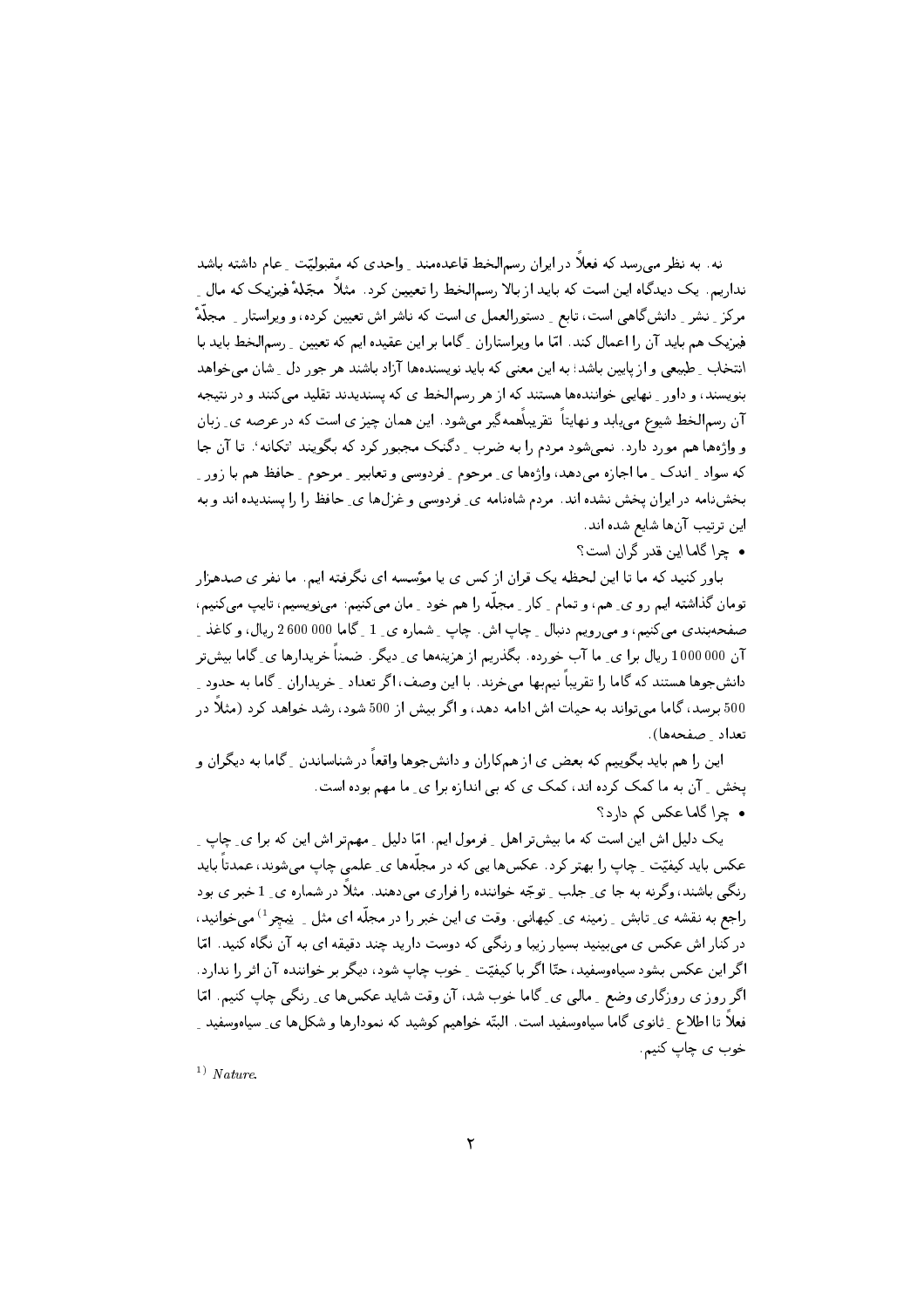نه. به نظر می‌رسد که فعلاً در ایران رسم‌الخط قاعده‌مند ـِ واحدی که مقبولیّت ـِ عام داشته باشد نداریم. یک دیدگاه این است که باید از بالا رسم‌الخط را تعیین کرد. مثلاً مجلّهٔ فیزیک که مال ـِ مرکز ـِ نشر ـِ دانش‌گاهی است، تابع ـِ دستورالعمل ی است که ناشر اش تعیین کرده، و ویراستار ـِ مجلّهٔ فیزیک هم باید آن را اعمال کند. امّا ما ویراستاران ـِ گاما بر این عقیده ایم که تعیین ـِ رسم‌الخط باید با انتخاب ـِ طبیعی و از پایین باشد؛ به این معنی که باید نویسنده‌ها آزاد باشند هر جور دل ـِ شان می‌خواهد بنویسند، و داور ـِ نهایی خواننده‌ها هستند که از هر رسم‌الخط ی که پسندیدند تقلید می‌کنند و در نتیجه آن رسم‌الخط شیوع می‌یابد و نهایتاً تقریباًهمه‌گیر می‌شود. این همان چیز ی است که در عرصه ی ـِ زبان و واژه‌ها هم مورد دارد. نمی‌شود مردم را به ضرب ـِ دگنک مجبور کرد که بگویند 'تکانه'. تا آن جا که سواد ـِ اندک ـِ ما اجازه می‌دهد، واژه‌ها ی ـِ مرحوم ـِ فردوسی و تعابیر ـِ مرحوم ـِ حافظ هم با زور ـِ بخش‌نامه در ایران پخش نشده اند. مردم شاه‌نامه ی ـِ فردوسی و غزل‌ها ی ـِ حافظ را پسندیده اند و به این ترتیب آن‌ها شایع شده اند.

- چرا گاما این قدر گران است؟

باور کنید که ما تا این لحظه یک قران از کس ی یا مؤسسه ای نگرفته ایم. ما نفر ی صدهزار تومان گذاشته ایم رو ی ـِ هم، و تمام ـِ کار ـِ مجلّه را هم خود ـِ مان می‌کنیم: می‌نویسیم، تایپ می‌کنیم، صفحه‌بندی می‌کنیم، و می‌رویم دنبال ـِ چاپ اش. چاپ ـِ شماره ی ـِ 1 ـِ گاما 000 600 2 ریال، و کاغذ ـِ آن 000 000 1 ریال برا ی ـِ ما آب خورده. بگذریم از هزینه‌ها ی ـِ دیگر. ضمناً خریدارها ی ـِ گاما بیش‌تر دانش‌جوها هستند که گاما را تقریباً نیم‌بها می‌خرند. با این وصف، اگر تعداد ـِ خریداران ـِ گاما به حدود ـِ 500 برسد، گاما می‌تواند به حیات اش ادامه دهد، و اگر بیش از 500 شود، رشد خواهد کرد (مثلاً در تعداد ـِ صفحه‌ها).

این را هم باید بگوییم که بعض ی از هم‌کاران و دانش‌جوها واقعاً در شناساندن ـِ گاما به دیگران و پخش ـِ آن به ما کمک کرده اند، کمک ی که بی اندازه برا ی ـِ ما مهم بوده است.

- چرا گاما عکس کم دارد؟

یک دلیل اش این است که ما بیش‌تر اهل ـِ فرمول ایم. امّا دلیل ـِ مهم‌تر اش این که برا ی ـِ چاپ ـِ عکس باید کیفیّت ـِ چاپ را بهتر کرد. عکس‌ها یی که در مجلّه‌ها ی ـِ علمی چاپ می‌شوند، عمدتاً باید رنگی باشند، وگرنه به جا ی ـِ جلب ـِ توجّه خواننده را فراری می‌دهند. مثلاً در شماره ی ـِ 1 خبر ی بود راجع به نقشه ی ـِ تابش ـِ زمینه ی ـِ کیهانی. وقت ی این خبر را در مجلّه ای مثل ـِ نیچر[1] می‌خوانید، در کنار اش عکس ی می‌بینید بسیار زیبا و رنگی که دوست دارید چند دقیقه ای به آن نگاه کنید. امّا اگر این عکس بشود سیاه‌وسفید، حتّا اگر با کیفیّت ـِ خوب چاپ شود، دیگر بر خواننده آن اثر را ندارد. اگر روز ی روزگاری وضع ـِ مالی ی ـِ گاما خوب شد، آن وقت شاید عکس‌ها ی ـِ رنگی چاپ کنیم. امّا فعلاً تا اطلاع ـِ ثانوی گاما سیاه‌وسفید است. البتّه خواهیم کوشید که نمودارها و شکل‌ها ی ـِ سیاه‌وسفید ـِ خوب ی چاپ کنیم.

[1] *Nature*.